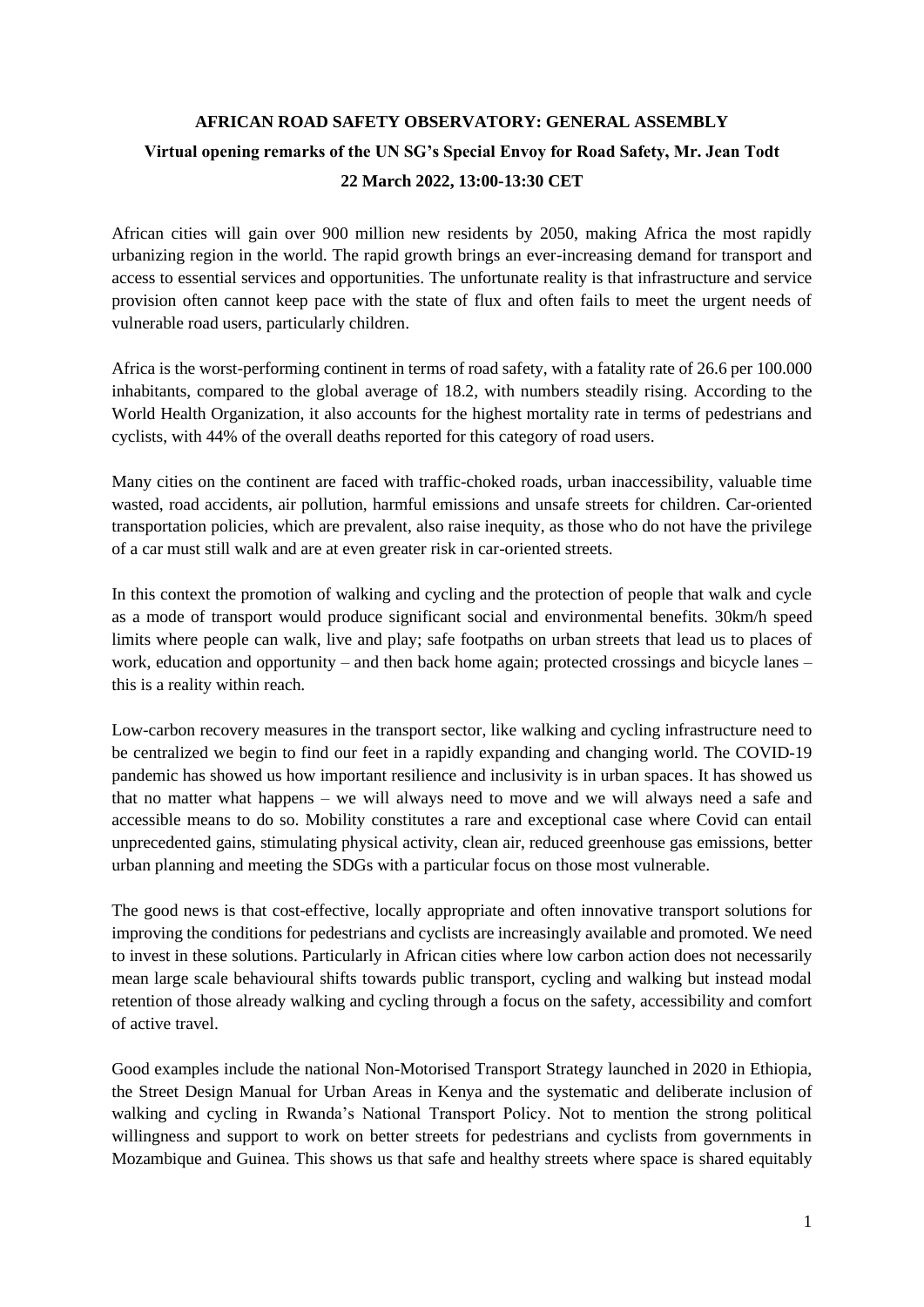**AFRICAN ROAD SAFETY OBSERVATORY: GENERAL ASSEMBLY**

**Virtual opening remarks of the UN SG's Special Envoy for Road Safety, Mr. Jean Todt**

**22 March 2022, 13:00-13:30 CET**

African cities will gain over 900 million new residents by 2050, making Africa the most rapidly urbanizing region in the world. The rapid growth brings an ever-increasing demand for transport and access to essential services and opportunities. The unfortunate reality is that infrastructure and service provision often cannot keep pace with the state of flux and often fails to meet the urgent needs of vulnerable road users, particularly children.

Africa is the worst-performing continent in terms of road safety, with a fatality rate of 26.6 per 100.000 inhabitants, compared to the global average of 18.2, with numbers steadily rising. According to the World Health Organization, it also accounts for the highest mortality rate in terms of pedestrians and cyclists, with 44% of the overall deaths reported for this category of road users.

Many cities on the continent are faced with traffic-choked roads, urban inaccessibility, valuable time wasted, road accidents, air pollution, harmful emissions and unsafe streets for children. Car-oriented transportation policies, which are prevalent, also raise inequity, as those who do not have the privilege of a car must still walk and are at even greater risk in car-oriented streets.

In this context the promotion of walking and cycling and the protection of people that walk and cycle as a mode of transport would produce significant social and environmental benefits. 30km/h speed limits where people can walk, live and play; safe footpaths on urban streets that lead us to places of work, education and opportunity – and then back home again; protected crossings and bicycle lanes – this is a reality within reach.

Low-carbon recovery measures in the transport sector, like walking and cycling infrastructure need to be centralized we begin to find our feet in a rapidly expanding and changing world. The COVID-19 pandemic has showed us how important resilience and inclusivity is in urban spaces. It has showed us that no matter what happens – we will always need to move and we will always need a safe and accessible means to do so. Mobility constitutes a rare and exceptional case where Covid can entail unprecedented gains, stimulating physical activity, clean air, reduced greenhouse gas emissions, better urban planning and meeting the SDGs with a particular focus on those most vulnerable.

The good news is that cost-effective, locally appropriate and often innovative transport solutions for improving the conditions for pedestrians and cyclists are increasingly available and promoted. We need to invest in these solutions. Particularly in African cities where low carbon action does not necessarily mean large scale behavioural shifts towards public transport, cycling and walking but instead modal retention of those already walking and cycling through a focus on the safety, accessibility and comfort of active travel.

Good examples include the national Non-Motorised Transport Strategy launched in 2020 in Ethiopia, the Street Design Manual for Urban Areas in Kenya and the systematic and deliberate inclusion of walking and cycling in Rwanda's National Transport Policy. Not to mention the strong political willingness and support to work on better streets for pedestrians and cyclists from governments in Mozambique and Guinea. This shows us that safe and healthy streets where space is shared equitably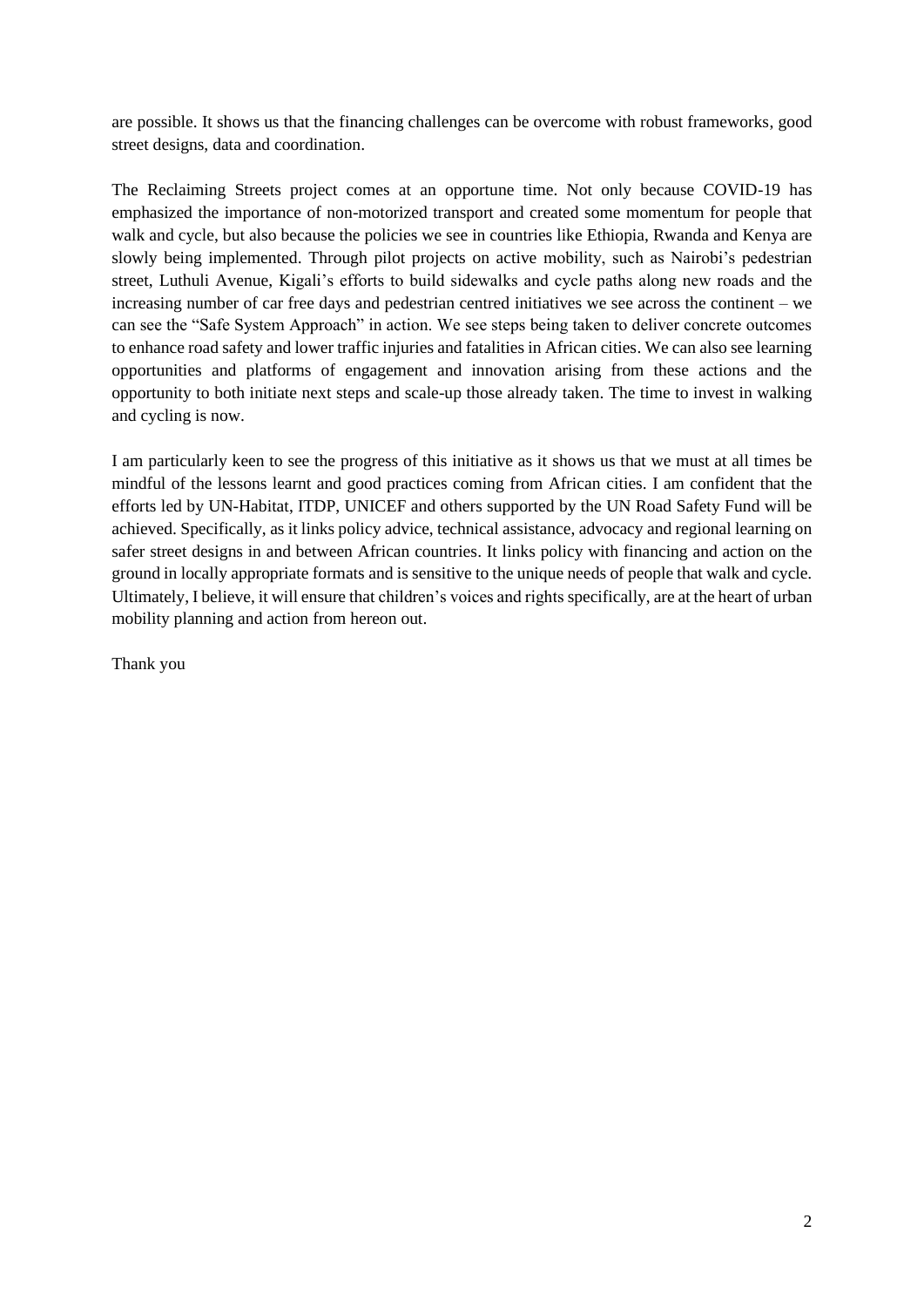are possible. It shows us that the financing challenges can be overcome with robust frameworks, good street designs, data and coordination.

The Reclaiming Streets project comes at an opportune time. Not only because COVID-19 has emphasized the importance of non-motorized transport and created some momentum for people that walk and cycle, but also because the policies we see in countries like Ethiopia, Rwanda and Kenya are slowly being implemented. Through pilot projects on active mobility, such as Nairobi's pedestrian street, Luthuli Avenue, Kigali's efforts to build sidewalks and cycle paths along new roads and the increasing number of car free days and pedestrian centred initiatives we see across the continent – we can see the "Safe System Approach" in action. We see steps being taken to deliver concrete outcomes to enhance road safety and lower traffic injuries and fatalities in African cities. We can also see learning opportunities and platforms of engagement and innovation arising from these actions and the opportunity to both initiate next steps and scale-up those already taken. The time to invest in walking and cycling is now.

I am particularly keen to see the progress of this initiative as it shows us that we must at all times be mindful of the lessons learnt and good practices coming from African cities. I am confident that the efforts led by UN-Habitat, ITDP, UNICEF and others supported by the UN Road Safety Fund will be achieved. Specifically, as it links policy advice, technical assistance, advocacy and regional learning on safer street designs in and between African countries. It links policy with financing and action on the ground in locally appropriate formats and is sensitive to the unique needs of people that walk and cycle. Ultimately, I believe, it will ensure that children's voices and rights specifically, are at the heart of urban mobility planning and action from hereon out.

Thank you